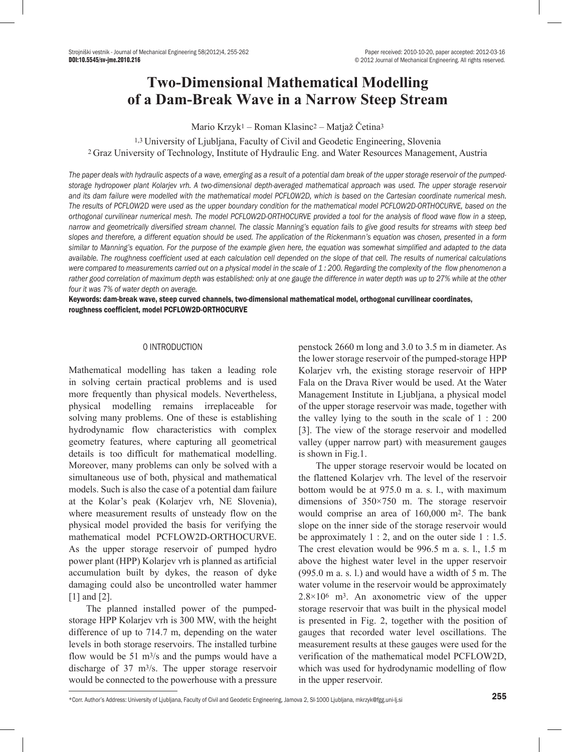# Two-Dimensional Mathematical Modelling of a Dam-Break Wave in a Narrow Steep Stream

Mario Krzyk[1] – Roman Klasinc[2] – Matjaž Četina[3]

[1,3] University of Ljubljana, Faculty of Civil and Geodetic Engineering, Slovenia
[2] Graz University of Technology, Institute of Hydraulic Eng. and Water Resources Management, Austria

*The paper deals with hydraulic aspects of a wave, emerging as a result of a potential dam break of the upper storage reservoir of the pumped-storage hydropower plant Kolarjev vrh. A two-dimensional depth-averaged mathematical approach was used. The upper storage reservoir and its dam failure were modelled with the mathematical model PCFLOW2D, which is based on the Cartesian coordinate numerical mesh. The results of PCFLOW2D were used as the upper boundary condition for the mathematical model PCFLOW2D-ORTHOCURVE, based on the orthogonal curvilinear numerical mesh. The model PCFLOW2D-ORTHOCURVE provided a tool for the analysis of flood wave flow in a steep, narrow and geometrically diversified stream channel. The classic Manning's equation fails to give good results for streams with steep bed slopes and therefore, a different equation should be used. The application of the Rickenmann's equation was chosen, presented in a form similar to Manning's equation. For the purpose of the example given here, the equation was somewhat simplified and adapted to the data available. The roughness coefficient used at each calculation cell depended on the slope of that cell. The results of numerical calculations were compared to measurements carried out on a physical model in the scale of 1 : 200. Regarding the complexity of the flow phenomenon a rather good correlation of maximum depth was established: only at one gauge the difference in water depth was up to 27% while at the other four it was 7% of water depth on average.*

**Keywords: dam-break wave, steep curved channels, two-dimensional mathematical model, orthogonal curvilinear coordinates, roughness coefficient, model PCFLOW2D-ORTHOCURVE**

## 0 INTRODUCTION

Mathematical modelling has taken a leading role in solving certain practical problems and is used more frequently than physical models. Nevertheless, physical modelling remains irreplaceable for solving many problems. One of these is establishing hydrodynamic flow characteristics with complex geometry features, where capturing all geometrical details is too difficult for mathematical modelling. Moreover, many problems can only be solved with a simultaneous use of both, physical and mathematical models. Such is also the case of a potential dam failure at the Kolar's peak (Kolarjev vrh, NE Slovenia), where measurement results of unsteady flow on the physical model provided the basis for verifying the mathematical model PCFLOW2D-ORTHOCURVE. As the upper storage reservoir of pumped hydro power plant (HPP) Kolarjev vrh is planned as artificial accumulation built by dykes, the reason of dyke damaging could also be uncontrolled water hammer [1] and [2].

The planned installed power of the pumped-storage HPP Kolarjev vrh is 300 MW, with the height difference of up to 714.7 m, depending on the water levels in both storage reservoirs. The installed turbine flow would be 51 $m^3/s$ and the pumps would have a discharge of 37 $m^3/s$. The upper storage reservoir would be connected to the powerhouse with a pressure penstock 2660 m long and 3.0 to 3.5 m in diameter. As the lower storage reservoir of the pumped-storage HPP Kolarjev vrh, the existing storage reservoir of HPP Fala on the Drava River would be used. At the Water Management Institute in Ljubljana, a physical model of the upper storage reservoir was made, together with the valley lying to the south in the scale of 1 : 200 [3]. The view of the storage reservoir and modelled valley (upper narrow part) with measurement gauges is shown in Fig.1.

The upper storage reservoir would be located on the flattened Kolarjev vrh. The level of the reservoir bottom would be at 975.0 m a. s. l., with maximum dimensions of 350×750 m. The storage reservoir would comprise an area of 160,000 $m^2$. The bank slope on the inner side of the storage reservoir would be approximately 1 : 2, and on the outer side 1 : 1.5. The crest elevation would be 996.5 m a. s. l., 1.5 m above the highest water level in the upper reservoir (995.0 m a. s. l.) and would have a width of 5 m. The water volume in the reservoir would be approximately $2.8\times10^6$ $m^3$. An axonometric view of the upper storage reservoir that was built in the physical model is presented in Fig. 2, together with the position of gauges that recorded water level oscillations. The measurement results at these gauges were used for the verification of the mathematical model PCFLOW2D, which was used for hydrodynamic modelling of flow in the upper reservoir.

*Corr. Author's Address: University of Ljubljana, Faculty of Civil and Geodetic Engineering, Jamova 2, SI-1000 Ljubljana, mkrzyk@fgg.uni-lj.si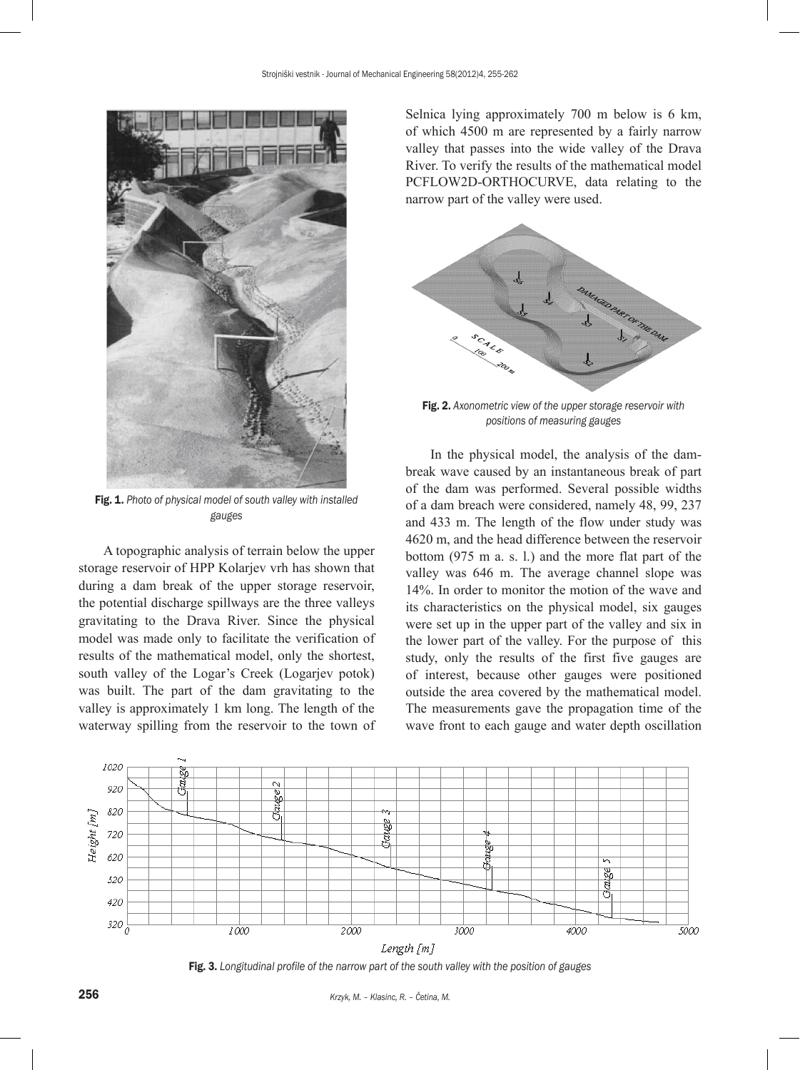Fig. 1. *Photo of physical model of south valley with installed gauges*

A topographic analysis of terrain below the upper storage reservoir of HPP Kolarjev vrh has shown that during a dam break of the upper storage reservoir, the potential discharge spillways are the three valleys gravitating to the Drava River. Since the physical model was made only to facilitate the verification of results of the mathematical model, only the shortest, south valley of the Logar's Creek (Logarjev potok) was built. The part of the dam gravitating to the valley is approximately 1 km long. The length of the waterway spilling from the reservoir to the town of Selnica lying approximately 700 m below is 6 km, of which 4500 m are represented by a fairly narrow valley that passes into the wide valley of the Drava River. To verify the results of the mathematical model PCFLOW2D-ORTHOCURVE, data relating to the narrow part of the valley were used.

Fig. 2. *Axonometric view of the upper storage reservoir with positions of measuring gauges*

In the physical model, the analysis of the dam-break wave caused by an instantaneous break of part of the dam was performed. Several possible widths of a dam breach were considered, namely 48, 99, 237 and 433 m. The length of the flow under study was 4620 m, and the head difference between the reservoir bottom (975 m a. s. l.) and the more flat part of the valley was 646 m. The average channel slope was 14%. In order to monitor the motion of the wave and its characteristics on the physical model, six gauges were set up in the upper part of the valley and six in the lower part of the valley. For the purpose of this study, only the results of the first five gauges are of interest, because other gauges were positioned outside the area covered by the mathematical model. The measurements gave the propagation time of the wave front to each gauge and water depth oscillation

Fig. 3. *Longitudinal profile of the narrow part of the south valley with the position of gauges*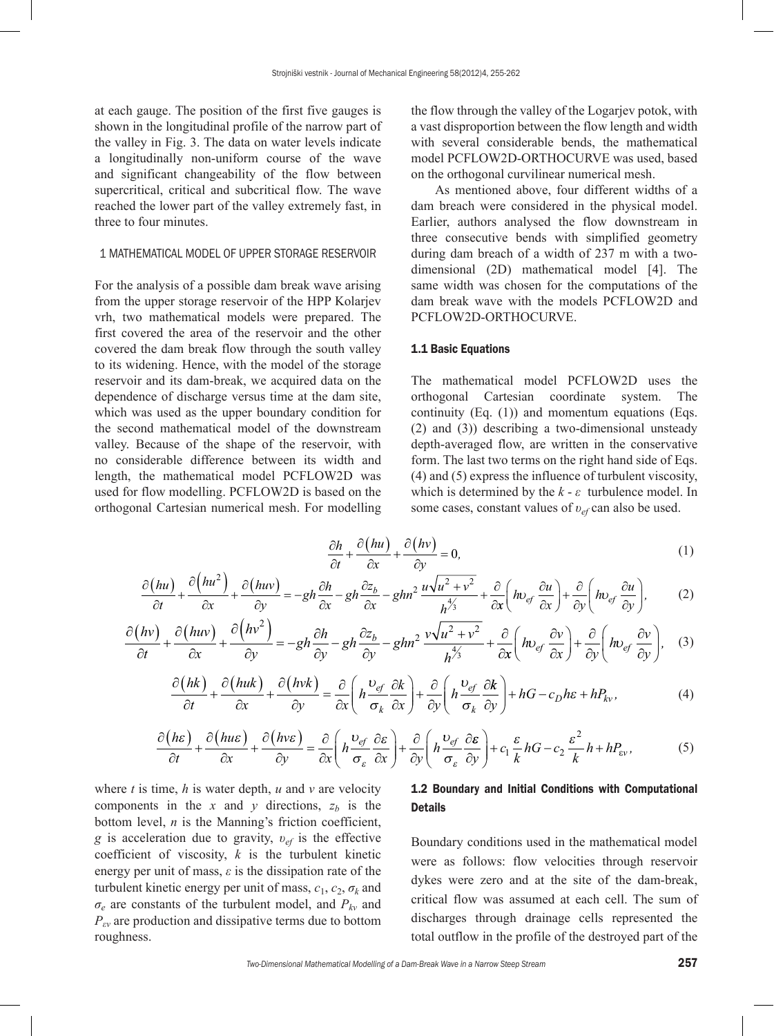at each gauge. The position of the first five gauges is shown in the longitudinal profile of the narrow part of the valley in Fig. 3. The data on water levels indicate a longitudinally non-uniform course of the wave and significant changeability of the flow between supercritical, critical and subcritical flow. The wave reached the lower part of the valley extremely fast, in three to four minutes.

## 1 MATHEMATICAL MODEL OF UPPER STORAGE RESERVOIR

For the analysis of a possible dam break wave arising from the upper storage reservoir of the HPP Kolarjev vrh, two mathematical models were prepared. The first covered the area of the reservoir and the other covered the dam break flow through the south valley to its widening. Hence, with the model of the storage reservoir and its dam-break, we acquired data on the dependence of discharge versus time at the dam site, which was used as the upper boundary condition for the second mathematical model of the downstream valley. Because of the shape of the reservoir, with no considerable difference between its width and length, the mathematical model PCFLOW2D was used for flow modelling. PCFLOW2D is based on the orthogonal Cartesian numerical mesh. For modelling the flow through the valley of the Logarjev potok, with a vast disproportion between the flow length and width with several considerable bends, the mathematical model PCFLOW2D-ORTHOCURVE was used, based on the orthogonal curvilinear numerical mesh.

As mentioned above, four different widths of a dam breach were considered in the physical model. Earlier, authors analysed the flow downstream in three consecutive bends with simplified geometry during dam breach of a width of 237 m with a two-dimensional (2D) mathematical model [4]. The same width was chosen for the computations of the dam break wave with the models PCFLOW2D and PCFLOW2D-ORTHOCURVE.

### 1.1 Basic Equations

The mathematical model PCFLOW2D uses the orthogonal Cartesian coordinate system. The continuity (Eq. (1)) and momentum equations (Eqs. (2) and (3)) describing a two-dimensional unsteady depth-averaged flow, are written in the conservative form. The last two terms on the right hand side of Eqs. (4) and (5) express the influence of turbulent viscosity, which is determined by the $k$ - $\varepsilon$ turbulence model. In some cases, constant values of $\upsilon_{ef}$ can also be used.

$$\frac{\partial h}{\partial t}+\frac{\partial (hu)}{\partial x}+\frac{\partial (hv)}{\partial y}=0, \tag{1}$$

$$\frac{\partial (hu)}{\partial t}+\frac{\partial \left(hu^2\right)}{\partial x}+\frac{\partial (huv)}{\partial y}=-gh\frac{\partial h}{\partial x}-gh\frac{\partial z_b}{\partial x}-ghn^2\frac{u\sqrt{u^2+v^2}}{h^{4/3}}+\frac{\partial}{\partial x}\left(h\upsilon_{ef}\frac{\partial u}{\partial x}\right)+\frac{\partial}{\partial y}\left(h\upsilon_{ef}\frac{\partial u}{\partial y}\right), \tag{2}$$

$$\frac{\partial (hv)}{\partial t}+\frac{\partial (huv)}{\partial x}+\frac{\partial \left(hv^2\right)}{\partial y}=-gh\frac{\partial h}{\partial y}-gh\frac{\partial z_b}{\partial y}-ghn^2\frac{v\sqrt{u^2+v^2}}{h^{4/3}}+\frac{\partial}{\partial x}\left(h\upsilon_{ef}\frac{\partial v}{\partial x}\right)+\frac{\partial}{\partial y}\left(h\upsilon_{ef}\frac{\partial v}{\partial y}\right), \tag{3}$$

$$\frac{\partial (hk)}{\partial t}+\frac{\partial (huk)}{\partial x}+\frac{\partial (hvk)}{\partial y}=\frac{\partial}{\partial x}\left(h\frac{\upsilon_{ef}}{\sigma_k}\frac{\partial k}{\partial x}\right)+\frac{\partial}{\partial y}\left(h\frac{\upsilon_{ef}}{\sigma_k}\frac{\partial k}{\partial y}\right)+hG-c_D h\varepsilon+hP_{kv}, \tag{4}$$

$$\frac{\partial (h\varepsilon)}{\partial t}+\frac{\partial (hu\varepsilon)}{\partial x}+\frac{\partial (hv\varepsilon)}{\partial y}=\frac{\partial}{\partial x}\left(h\frac{\upsilon_{ef}}{\sigma_\varepsilon}\frac{\partial \varepsilon}{\partial x}\right)+\frac{\partial}{\partial y}\left(h\frac{\upsilon_{ef}}{\sigma_\varepsilon}\frac{\partial \varepsilon}{\partial y}\right)+c_1\frac{\varepsilon}{k}hG-c_2\frac{\varepsilon^2}{k}h+hP_{\varepsilon v}, \tag{5}$$

where $t$ is time, $h$ is water depth, $u$ and $v$ are velocity components in the $x$ and $y$ directions, $z_b$ is the bottom level, $n$ is the Manning's friction coefficient, $g$ is acceleration due to gravity, $\upsilon_{ef}$ is the effective coefficient of viscosity, $k$ is the turbulent kinetic energy per unit of mass, $\varepsilon$ is the dissipation rate of the turbulent kinetic energy per unit of mass, $c_1$, $c_2$, $\sigma_k$ and $\sigma_e$ are constants of the turbulent model, and $P_{kv}$ and $P_{\varepsilon v}$ are production and dissipative terms due to bottom roughness.

### 1.2 Boundary and Initial Conditions with Computational Details

Boundary conditions used in the mathematical model were as follows: flow velocities through reservoir dykes were zero and at the site of the dam-break, critical flow was assumed at each cell. The sum of discharges through drainage cells represented the total outflow in the profile of the destroyed part of the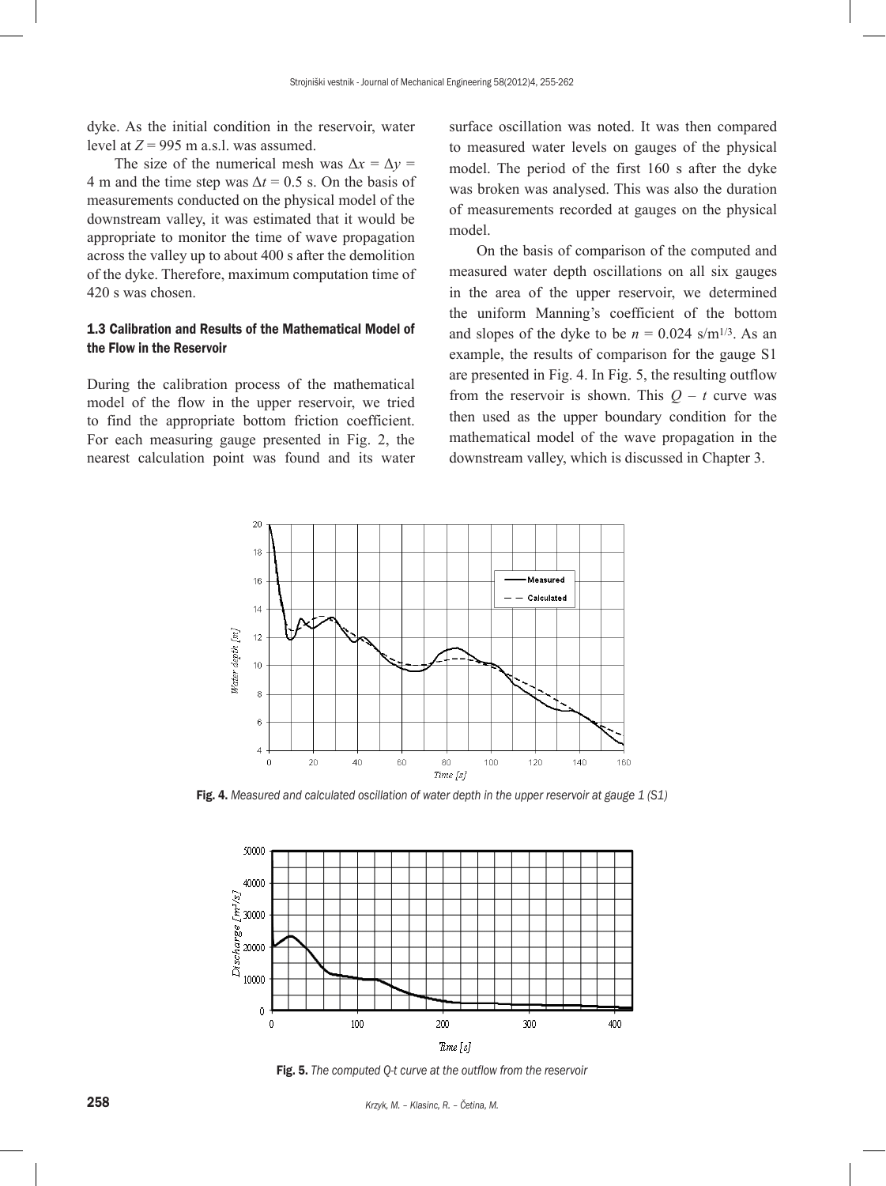dyke. As the initial condition in the reservoir, water level at $Z = 995$ m a.s.l. was assumed.

The size of the numerical mesh was $\Delta x = \Delta y = 4$ m and the time step was $\Delta t = 0.5$ s. On the basis of measurements conducted on the physical model of the downstream valley, it was estimated that it would be appropriate to monitor the time of wave propagation across the valley up to about 400 s after the demolition of the dyke. Therefore, maximum computation time of 420 s was chosen.

### 1.3 Calibration and Results of the Mathematical Model of the Flow in the Reservoir

During the calibration process of the mathematical model of the flow in the upper reservoir, we tried to find the appropriate bottom friction coefficient. For each measuring gauge presented in Fig. 2, the nearest calculation point was found and its water surface oscillation was noted. It was then compared to measured water levels on gauges of the physical model. The period of the first 160 s after the dyke was broken was analysed. This was also the duration of measurements recorded at gauges on the physical model.

On the basis of comparison of the computed and measured water depth oscillations on all six gauges in the area of the upper reservoir, we determined the uniform Manning's coefficient of the bottom and slopes of the dyke to be $n = 0.024$ s/m$^{1/3}$. As an example, the results of comparison for the gauge S1 are presented in Fig. 4. In Fig. 5, the resulting outflow from the reservoir is shown. This $Q - t$ curve was then used as the upper boundary condition for the mathematical model of the wave propagation in the downstream valley, which is discussed in Chapter 3.

**Fig. 4.** *Measured and calculated oscillation of water depth in the upper reservoir at gauge 1 (S1)*

**Fig. 5.** *The computed Q-t curve at the outflow from the reservoir*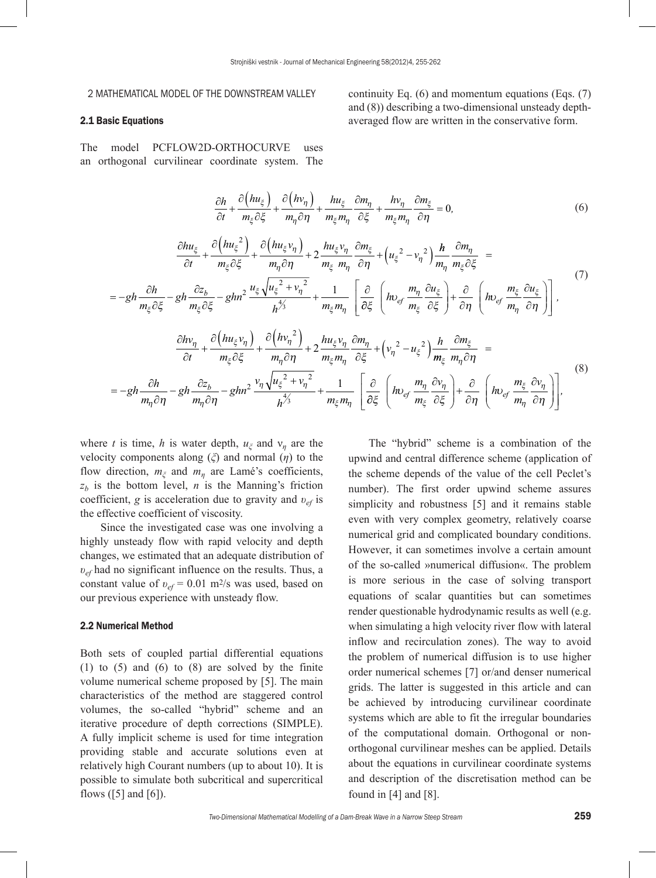## 2 MATHEMATICAL MODEL OF THE DOWNSTREAM VALLEY

### 2.1 Basic Equations

The model PCFLOW2D-ORTHOCURVE uses an orthogonal curvilinear coordinate system. The continuity Eq. (6) and momentum equations (Eqs. (7) and (8)) describing a two-dimensional unsteady depth-averaged flow are written in the conservative form.

$$\frac{\partial h}{\partial t}+\frac{\partial\left(hu_{\xi}\right)}{m_{\xi}\partial\xi}+\frac{\partial\left(hv_{\eta}\right)}{m_{\eta}\partial\eta}+\frac{hu_{\xi}}{m_{\xi}m_{\eta}}\frac{\partial m_{\eta}}{\partial\xi}+\frac{hv_{\eta}}{m_{\xi}m_{\eta}}\frac{\partial m_{\xi}}{\partial\eta}=0, \tag{6}$$

$$\begin{aligned}\frac{\partial hu_{\xi}}{\partial t}+\frac{\partial\left(hu_{\xi}^{2}\right)}{m_{\xi}\partial\xi}+\frac{\partial\left(hu_{\xi}v_{\eta}\right)}{m_{\eta}\partial\eta}+2\frac{hu_{\xi}v_{\eta}}{m_{\xi}\,m_{\eta}}\frac{\partial m_{\xi}}{\partial\eta}+\left(u_{\xi}^{2}-v_{\eta}^{2}\right)\frac{\boldsymbol{h}}{m_{\eta}}\frac{\partial m_{\eta}}{m_{\xi}\partial\xi}&=\\=-gh\frac{\partial h}{m_{\xi}\partial\xi}-gh\frac{\partial z_{b}}{m_{\xi}\partial\xi}-ghn^{2}\frac{u_{\xi}\sqrt{u_{\xi}^{2}+v_{\eta}^{2}}}{h^{4/3}}+\frac{1}{m_{\xi}m_{\eta}}\left[\frac{\partial}{\partial\xi}\left(h\upsilon_{ef}\frac{m_{\eta}}{m_{\xi}}\frac{\partial u_{\xi}}{\partial\xi}\right)+\frac{\partial}{\partial\eta}\left(h\upsilon_{ef}\frac{m_{\xi}}{m_{\eta}}\frac{\partial u_{\xi}}{\partial\eta}\right)\right]&,\end{aligned} \tag{7}$$

$$\begin{aligned}\frac{\partial hv_{\eta}}{\partial t}+\frac{\partial\left(hu_{\xi}v_{\eta}\right)}{m_{\xi}\partial\xi}+\frac{\partial\left(hv_{\eta}^{2}\right)}{m_{\eta}\partial\eta}+2\frac{hu_{\xi}v_{\eta}}{m_{\xi}m_{\eta}}\frac{\partial m_{\eta}}{\partial\xi}+\left(v_{\eta}^{2}-u_{\xi}^{2}\right)\frac{h}{\boldsymbol{m}_{\xi}}\frac{\partial m_{\xi}}{m_{\eta}\partial\eta}&=\\=-gh\frac{\partial h}{m_{\eta}\partial\eta}-gh\frac{\partial z_{b}}{m_{\eta}\partial\eta}-ghn^{2}\frac{v_{\eta}\sqrt{u_{\xi}^{2}+v_{\eta}^{2}}}{h^{4/3}}+\frac{1}{m_{\xi}m_{\eta}}\left[\frac{\partial}{\partial\xi}\left(h\upsilon_{ef}\frac{m_{\eta}}{m_{\xi}}\frac{\partial v_{\eta}}{\partial\xi}\right)+\frac{\partial}{\partial\eta}\left(h\upsilon_{ef}\frac{m_{\xi}}{m_{\eta}}\frac{\partial v_{\eta}}{\partial\eta}\right)\right]&,\end{aligned} \tag{8}$$

where $t$ is time, $h$ is water depth, $u_{\xi}$ and $v_{\eta}$ are the velocity components along ($\xi$) and normal ($\eta$) to the flow direction, $m_{\xi}$ and $m_{\eta}$ are Lamé's coefficients, $z_b$ is the bottom level, $n$ is the Manning's friction coefficient, $g$ is acceleration due to gravity and $\upsilon_{ef}$ is the effective coefficient of viscosity.

Since the investigated case was one involving a highly unsteady flow with rapid velocity and depth changes, we estimated that an adequate distribution of $\upsilon_{ef}$ had no significant influence on the results. Thus, a constant value of $\upsilon_{ef}$ = 0.01 m$^2$/s was used, based on our previous experience with unsteady flow.

### 2.2 Numerical Method

Both sets of coupled partial differential equations (1) to (5) and (6) to (8) are solved by the finite volume numerical scheme proposed by [5]. The main characteristics of the method are staggered control volumes, the so-called "hybrid" scheme and an iterative procedure of depth corrections (SIMPLE). A fully implicit scheme is used for time integration providing stable and accurate solutions even at relatively high Courant numbers (up to about 10). It is possible to simulate both subcritical and supercritical flows ([5] and [6]).

The "hybrid" scheme is a combination of the upwind and central difference scheme (application of the scheme depends of the value of the cell Peclet's number). The first order upwind scheme assures simplicity and robustness [5] and it remains stable even with very complex geometry, relatively coarse numerical grid and complicated boundary conditions. However, it can sometimes involve a certain amount of the so-called »numerical diffusion«. The problem is more serious in the case of solving transport equations of scalar quantities but can sometimes render questionable hydrodynamic results as well (e.g. when simulating a high velocity river flow with lateral inflow and recirculation zones). The way to avoid the problem of numerical diffusion is to use higher order numerical schemes [7] or/and denser numerical grids. The latter is suggested in this article and can be achieved by introducing curvilinear coordinate systems which are able to fit the irregular boundaries of the computational domain. Orthogonal or non-orthogonal curvilinear meshes can be applied. Details about the equations in curvilinear coordinate systems and description of the discretisation method can be found in [4] and [8].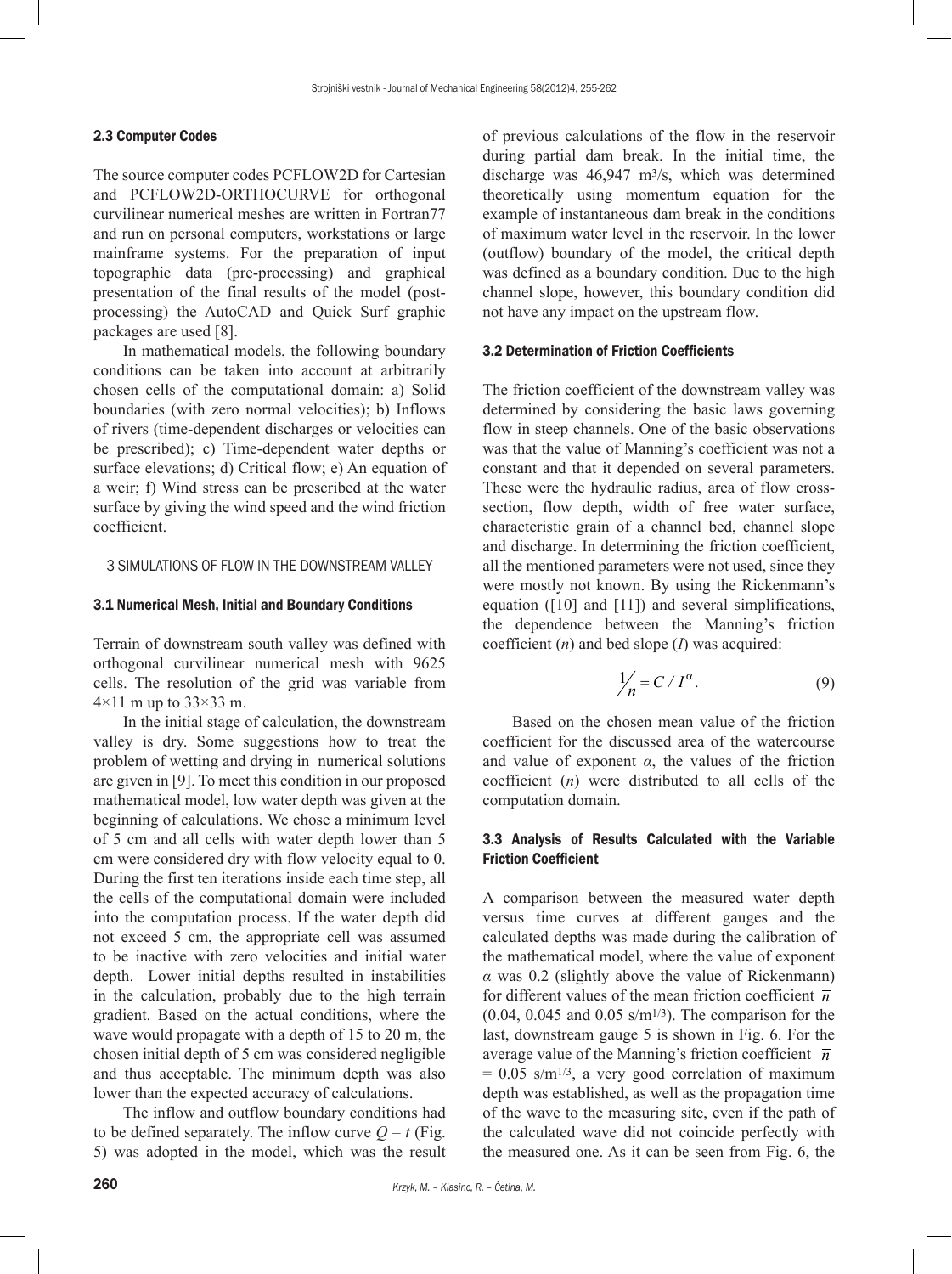### 2.3 Computer Codes

The source computer codes PCFLOW2D for Cartesian and PCFLOW2D-ORTHOCURVE for orthogonal curvilinear numerical meshes are written in Fortran77 and run on personal computers, workstations or large mainframe systems. For the preparation of input topographic data (pre-processing) and graphical presentation of the final results of the model (post-processing) the AutoCAD and Quick Surf graphic packages are used [8].

In mathematical models, the following boundary conditions can be taken into account at arbitrarily chosen cells of the computational domain: a) Solid boundaries (with zero normal velocities); b) Inflows of rivers (time-dependent discharges or velocities can be prescribed); c) Time-dependent water depths or surface elevations; d) Critical flow; e) An equation of a weir; f) Wind stress can be prescribed at the water surface by giving the wind speed and the wind friction coefficient.

## 3 SIMULATIONS OF FLOW IN THE DOWNSTREAM VALLEY

### 3.1 Numerical Mesh, Initial and Boundary Conditions

Terrain of downstream south valley was defined with orthogonal curvilinear numerical mesh with 9625 cells. The resolution of the grid was variable from 4×11 m up to 33×33 m.

In the initial stage of calculation, the downstream valley is dry. Some suggestions how to treat the problem of wetting and drying in numerical solutions are given in [9]. To meet this condition in our proposed mathematical model, low water depth was given at the beginning of calculations. We chose a minimum level of 5 cm and all cells with water depth lower than 5 cm were considered dry with flow velocity equal to 0. During the first ten iterations inside each time step, all the cells of the computational domain were included into the computation process. If the water depth did not exceed 5 cm, the appropriate cell was assumed to be inactive with zero velocities and initial water depth. Lower initial depths resulted in instabilities in the calculation, probably due to the high terrain gradient. Based on the actual conditions, where the wave would propagate with a depth of 15 to 20 m, the chosen initial depth of 5 cm was considered negligible and thus acceptable. The minimum depth was also lower than the expected accuracy of calculations.

The inflow and outflow boundary conditions had to be defined separately. The inflow curve $Q – t$ (Fig. 5) was adopted in the model, which was the result of previous calculations of the flow in the reservoir during partial dam break. In the initial time, the discharge was 46,947 m$^3$/s, which was determined theoretically using momentum equation for the example of instantaneous dam break in the conditions of maximum water level in the reservoir. In the lower (outflow) boundary of the model, the critical depth was defined as a boundary condition. Due to the high channel slope, however, this boundary condition did not have any impact on the upstream flow.

### 3.2 Determination of Friction Coefficients

The friction coefficient of the downstream valley was determined by considering the basic laws governing flow in steep channels. One of the basic observations was that the value of Manning's coefficient was not a constant and that it depended on several parameters. These were the hydraulic radius, area of flow cross-section, flow depth, width of free water surface, characteristic grain of a channel bed, channel slope and discharge. In determining the friction coefficient, all the mentioned parameters were not used, since they were mostly not known. By using the Rickenmann's equation ([10] and [11]) and several simplifications, the dependence between the Manning's friction coefficient ($n$) and bed slope ($I$) was acquired:

$$1/n = C / I^{\alpha}. \tag{9}$$

Based on the chosen mean value of the friction coefficient for the discussed area of the watercourse and value of exponent $\alpha$, the values of the friction coefficient ($n$) were distributed to all cells of the computation domain.

### 3.3 Analysis of Results Calculated with the Variable Friction Coefficient

A comparison between the measured water depth versus time curves at different gauges and the calculated depths was made during the calibration of the mathematical model, where the value of exponent $\alpha$ was 0.2 (slightly above the value of Rickenmann) for different values of the mean friction coefficient $\bar{n}$ (0.04, 0.045 and 0.05 s/m$^{1/3}$). The comparison for the last, downstream gauge 5 is shown in Fig. 6. For the average value of the Manning's friction coefficient $\bar{n}$ = 0.05 s/m$^{1/3}$, a very good correlation of maximum depth was established, as well as the propagation time of the wave to the measuring site, even if the path of the calculated wave did not coincide perfectly with the measured one. As it can be seen from Fig. 6, the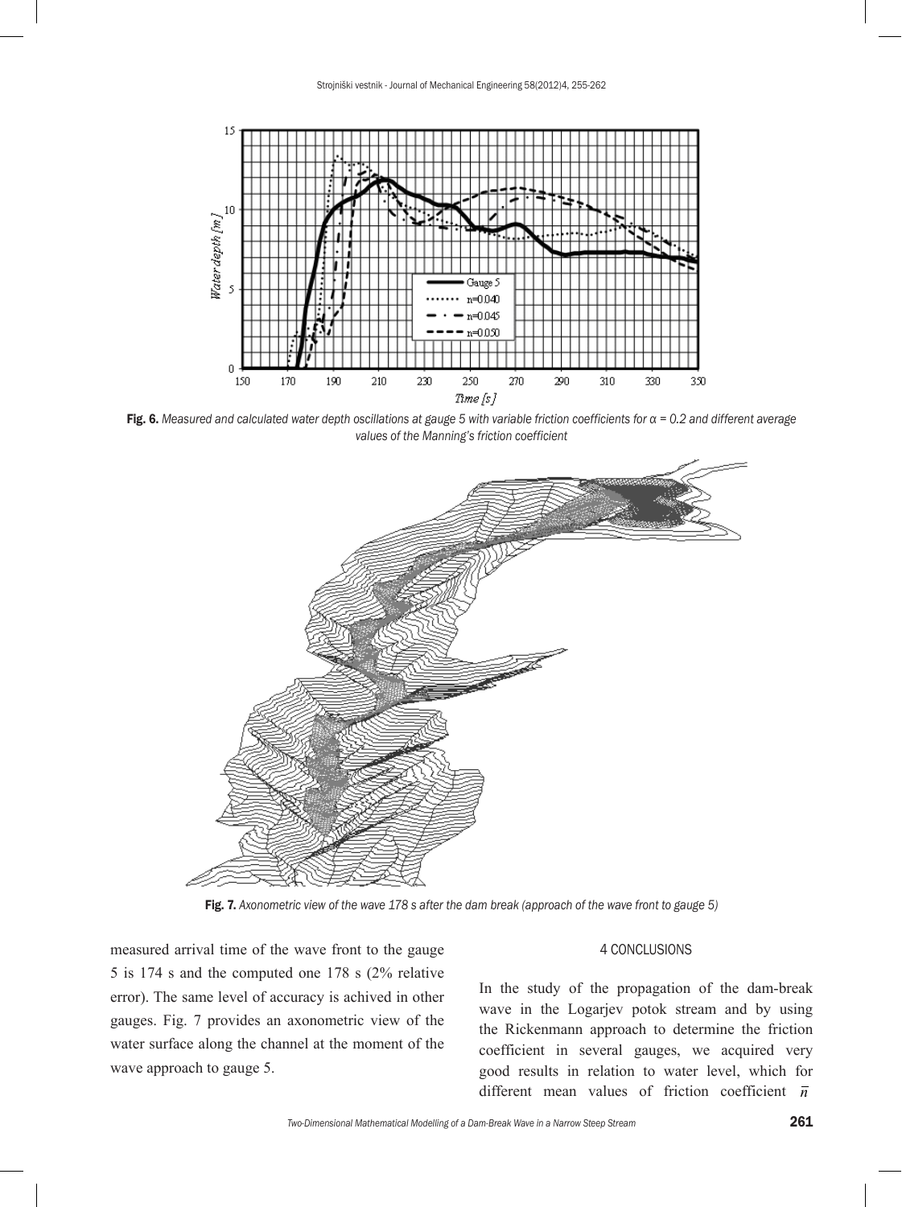Fig. 6. *Measured and calculated water depth oscillations at gauge 5 with variable friction coefficients for α = 0.2 and different average values of the Manning's friction coefficient*

Fig. 7. *Axonometric view of the wave 178 s after the dam break (approach of the wave front to gauge 5)*

measured arrival time of the wave front to the gauge 5 is 174 s and the computed one 178 s (2% relative error). The same level of accuracy is achived in other gauges. Fig. 7 provides an axonometric view of the water surface along the channel at the moment of the wave approach to gauge 5.

## 4 CONCLUSIONS

In the study of the propagation of the dam-break wave in the Logarjev potok stream and by using the Rickenmann approach to determine the friction coefficient in several gauges, we acquired very good results in relation to water level, which for different mean values of friction coefficient $\bar{n}$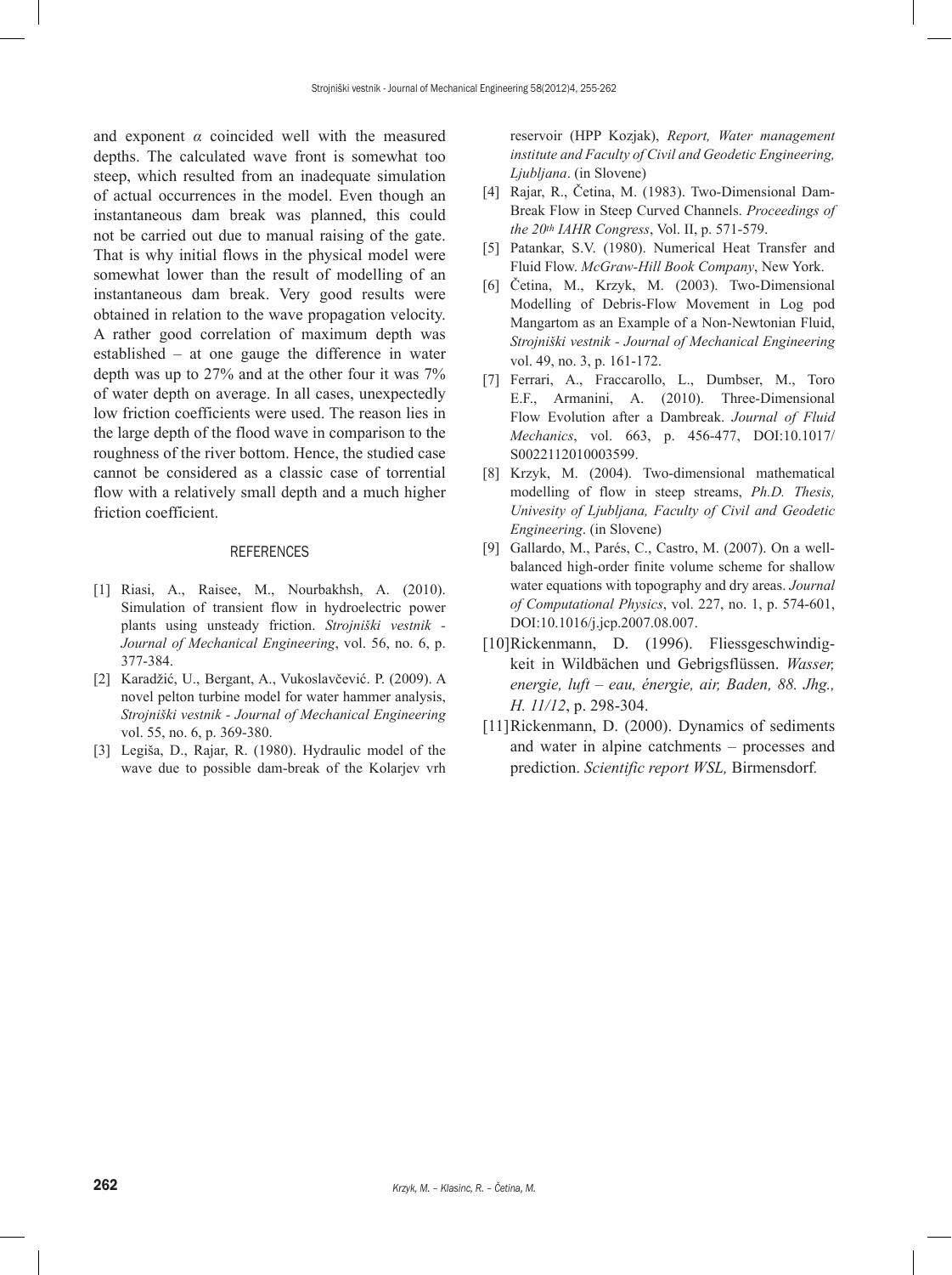and exponent $\alpha$ coincided well with the measured depths. The calculated wave front is somewhat too steep, which resulted from an inadequate simulation of actual occurrences in the model. Even though an instantaneous dam break was planned, this could not be carried out due to manual raising of the gate. That is why initial flows in the physical model were somewhat lower than the result of modelling of an instantaneous dam break. Very good results were obtained in relation to the wave propagation velocity. A rather good correlation of maximum depth was established – at one gauge the difference in water depth was up to 27% and at the other four it was 7% of water depth on average. In all cases, unexpectedly low friction coefficients were used. The reason lies in the large depth of the flood wave in comparison to the roughness of the river bottom. Hence, the studied case cannot be considered as a classic case of torrential flow with a relatively small depth and a much higher friction coefficient.

## REFERENCES

[1] Riasi, A., Raisee, M., Nourbakhsh, A. (2010). Simulation of transient flow in hydroelectric power plants using unsteady friction. *Strojniški vestnik - Journal of Mechanical Engineering*, vol. 56, no. 6, p. 377-384.

[2] Karadžić, U., Bergant, A., Vukoslavčević. P. (2009). A novel pelton turbine model for water hammer analysis, *Strojniški vestnik - Journal of Mechanical Engineering* vol. 55, no. 6, p. 369-380.

[3] Legiša, D., Rajar, R. (1980). Hydraulic model of the wave due to possible dam-break of the Kolarjev vrh reservoir (HPP Kozjak), *Report, Water management institute and Faculty of Civil and Geodetic Engineering, Ljubljana*. (in Slovene)

[4] Rajar, R., Četina, M. (1983). Two-Dimensional Dam-Break Flow in Steep Curved Channels. *Proceedings of the 20th IAHR Congress*, Vol. II, p. 571-579.

[5] Patankar, S.V. (1980). Numerical Heat Transfer and Fluid Flow. *McGraw-Hill Book Company*, New York.

[6] Četina, M., Krzyk, M. (2003). Two-Dimensional Modelling of Debris-Flow Movement in Log pod Mangartom as an Example of a Non-Newtonian Fluid, *Strojniški vestnik - Journal of Mechanical Engineering* vol. 49, no. 3, p. 161-172.

[7] Ferrari, A., Fraccarollo, L., Dumbser, M., Toro E.F., Armanini, A. (2010). Three-Dimensional Flow Evolution after a Dambreak. *Journal of Fluid Mechanics*, vol. 663, p. 456-477, DOI:10.1017/S0022112010003599.

[8] Krzyk, M. (2004). Two-dimensional mathematical modelling of flow in steep streams, *Ph.D. Thesis, Univesity of Ljubljana, Faculty of Civil and Geodetic Engineering*. (in Slovene)

[9] Gallardo, M., Parés, C., Castro, M. (2007). On a well-balanced high-order finite volume scheme for shallow water equations with topography and dry areas. *Journal of Computational Physics*, vol. 227, no. 1, p. 574-601, DOI:10.1016/j.jcp.2007.08.007.

[10] Rickenmann, D. (1996). Fliessgeschwindigkeit in Wildbächen und Gebrigsflüssen. *Wasser, energie, luft – eau, énergie, air, Baden, 88. Jhg., H. 11/12*, p. 298-304.

[11] Rickenmann, D. (2000). Dynamics of sediments and water in alpine catchments – processes and prediction. *Scientific report WSL,* Birmensdorf.